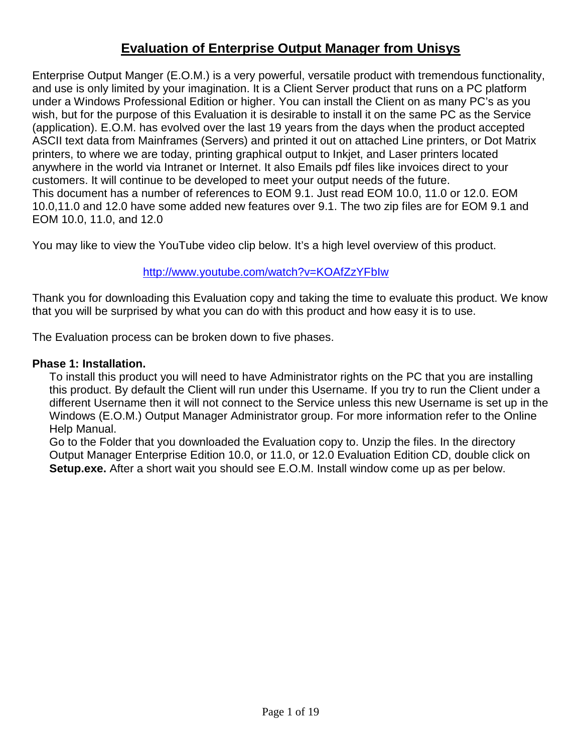# Evaluation of Enterprise Output Manager from Unisys

Enterprise Output Manger (E.O.M.) is a very powerful, versatile product with tremendous functionality, and use is only limited by your imagination. It is a Client Server product that runs on a PC platform under a Windows Professional Edition or higher. You can install the Client on as many PC's as you wish, but for the purpose of this Evaluation it is desirable to install it on the same PC as the Service (application). E.O.M. has evolved over the last 19 years from the days when the product accepted ASCII text data from Mainframes (Servers) and printed it out on attached Line printers, or Dot Matrix printers, to where we are today, printing graphical output to Inkjet, and Laser printers located anywhere in the world via Intranet or Internet. It also Emails pdf files like invoices direct to your customers. It will continue to be developed to meet your output needs of the future.
This document has a number of references to EOM 9.1. Just read EOM 10.0, 11.0 or 12.0. EOM 10.0,11.0 and 12.0 have some added new features over 9.1. The two zip files are for EOM 9.1 and EOM 10.0, 11.0, and 12.0

You may like to view the YouTube video clip below. It's a high level overview of this product.

http://www.youtube.com/watch?v=KOAfZzYFbIw

Thank you for downloading this Evaluation copy and taking the time to evaluate this product. We know that you will be surprised by what you can do with this product and how easy it is to use.

The Evaluation process can be broken down to five phases.

**Phase 1: Installation.**

To install this product you will need to have Administrator rights on the PC that you are installing this product. By default the Client will run under this Username. If you try to run the Client under a different Username then it will not connect to the Service unless this new Username is set up in the Windows (E.O.M.) Output Manager Administrator group. For more information refer to the Online Help Manual.
Go to the Folder that you downloaded the Evaluation copy to. Unzip the files. In the directory Output Manager Enterprise Edition 10.0, or 11.0, or 12.0 Evaluation Edition CD, double click on **Setup.exe.** After a short wait you should see E.O.M. Install window come up as per below.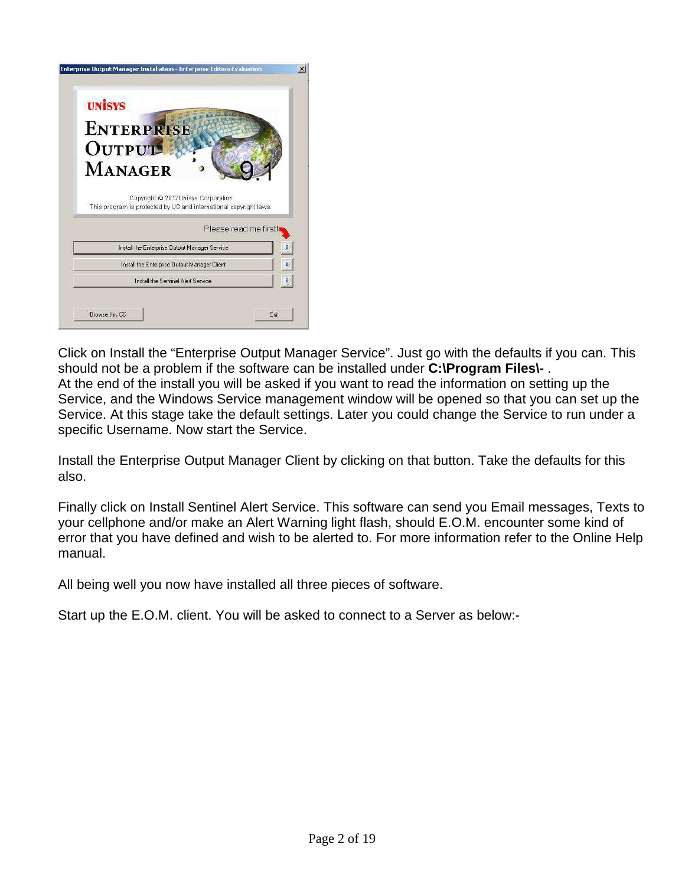Click on Install the “Enterprise Output Manager Service”. Just go with the defaults if you can. This should not be a problem if the software can be installed under **C:\Program Files\-** .
At the end of the install you will be asked if you want to read the information on setting up the Service, and the Windows Service management window will be opened so that you can set up the Service. At this stage take the default settings. Later you could change the Service to run under a specific Username. Now start the Service.

Install the Enterprise Output Manager Client by clicking on that button. Take the defaults for this also.

Finally click on Install Sentinel Alert Service. This software can send you Email messages, Texts to your cellphone and/or make an Alert Warning light flash, should E.O.M. encounter some kind of error that you have defined and wish to be alerted to. For more information refer to the Online Help manual.

All being well you now have installed all three pieces of software.

Start up the E.O.M. client. You will be asked to connect to a Server as below:-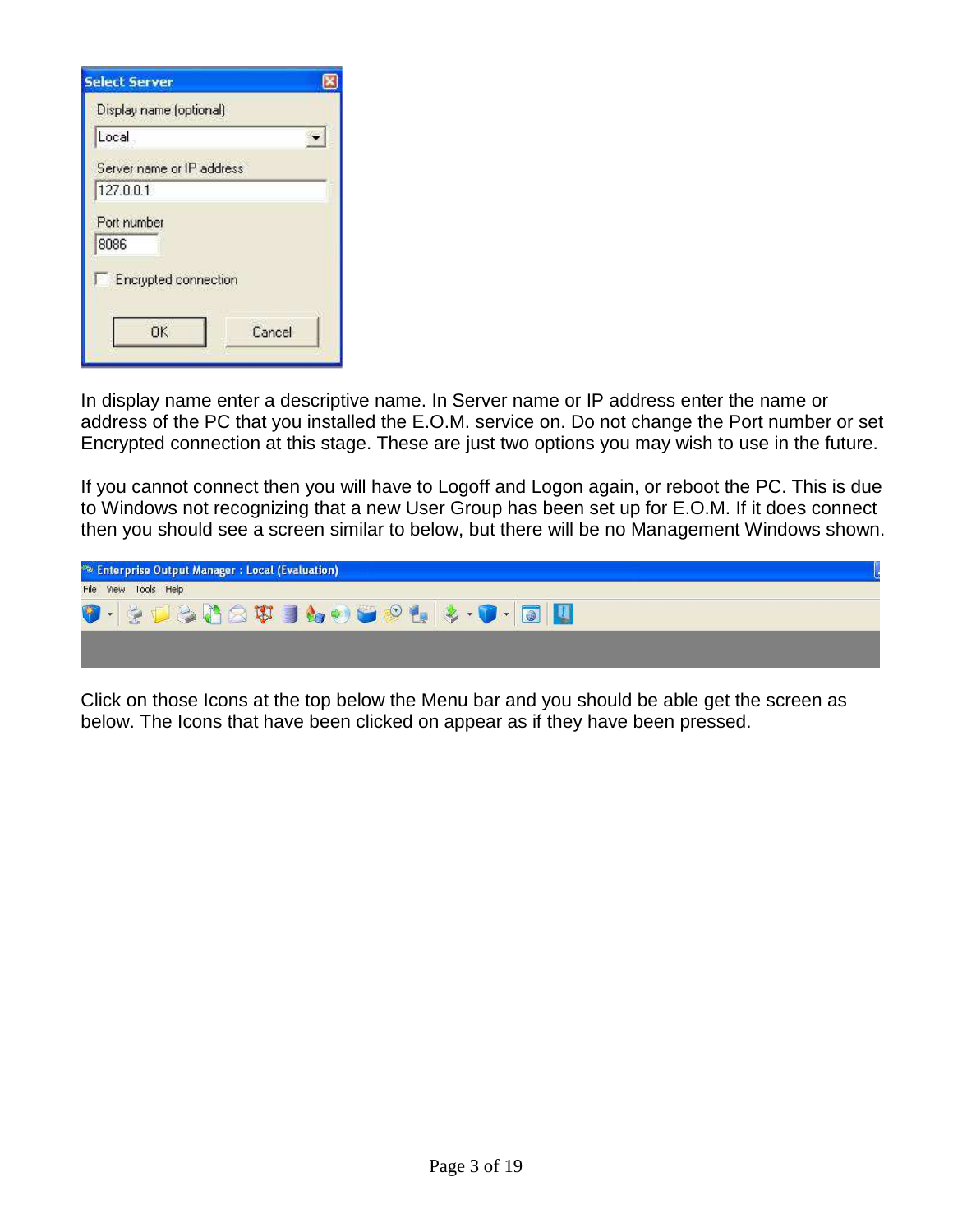In display name enter a descriptive name. In Server name or IP address enter the name or address of the PC that you installed the E.O.M. service on. Do not change the Port number or set Encrypted connection at this stage. These are just two options you may wish to use in the future.

If you cannot connect then you will have to Logoff and Logon again, or reboot the PC. This is due to Windows not recognizing that a new User Group has been set up for E.O.M. If it does connect then you should see a screen similar to below, but there will be no Management Windows shown.

Click on those Icons at the top below the Menu bar and you should be able get the screen as below. The Icons that have been clicked on appear as if they have been pressed.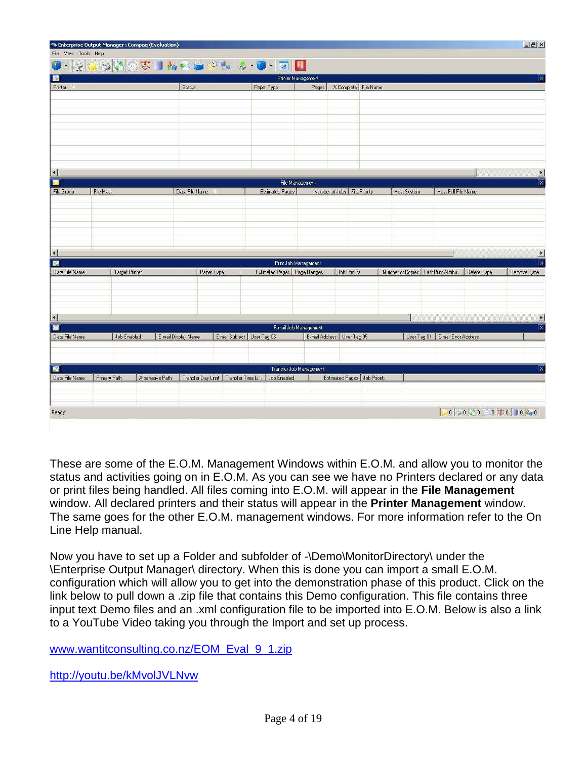These are some of the E.O.M. Management Windows within E.O.M. and allow you to monitor the status and activities going on in E.O.M. As you can see we have no Printers declared or any data or print files being handled. All files coming into E.O.M. will appear in the **File Management** window. All declared printers and their status will appear in the **Printer Management** window. The same goes for the other E.O.M. management windows. For more information refer to the On Line Help manual.

Now you have to set up a Folder and subfolder of -\Demo\MonitorDirectory\ under the \Enterprise Output Manager\ directory. When this is done you can import a small E.O.M. configuration which will allow you to get into the demonstration phase of this product. Click on the link below to pull down a .zip file that contains this Demo configuration. This file contains three input text Demo files and an .xml configuration file to be imported into E.O.M. Below is also a link to a YouTube Video taking you through the Import and set up process.

[www.wantitconsulting.co.nz/EOM_Eval_9_1.zip](www.wantitconsulting.co.nz/EOM_Eval_9_1.zip)

[http://youtu.be/kMvolJVLNvw](http://youtu.be/kMvolJVLNvw)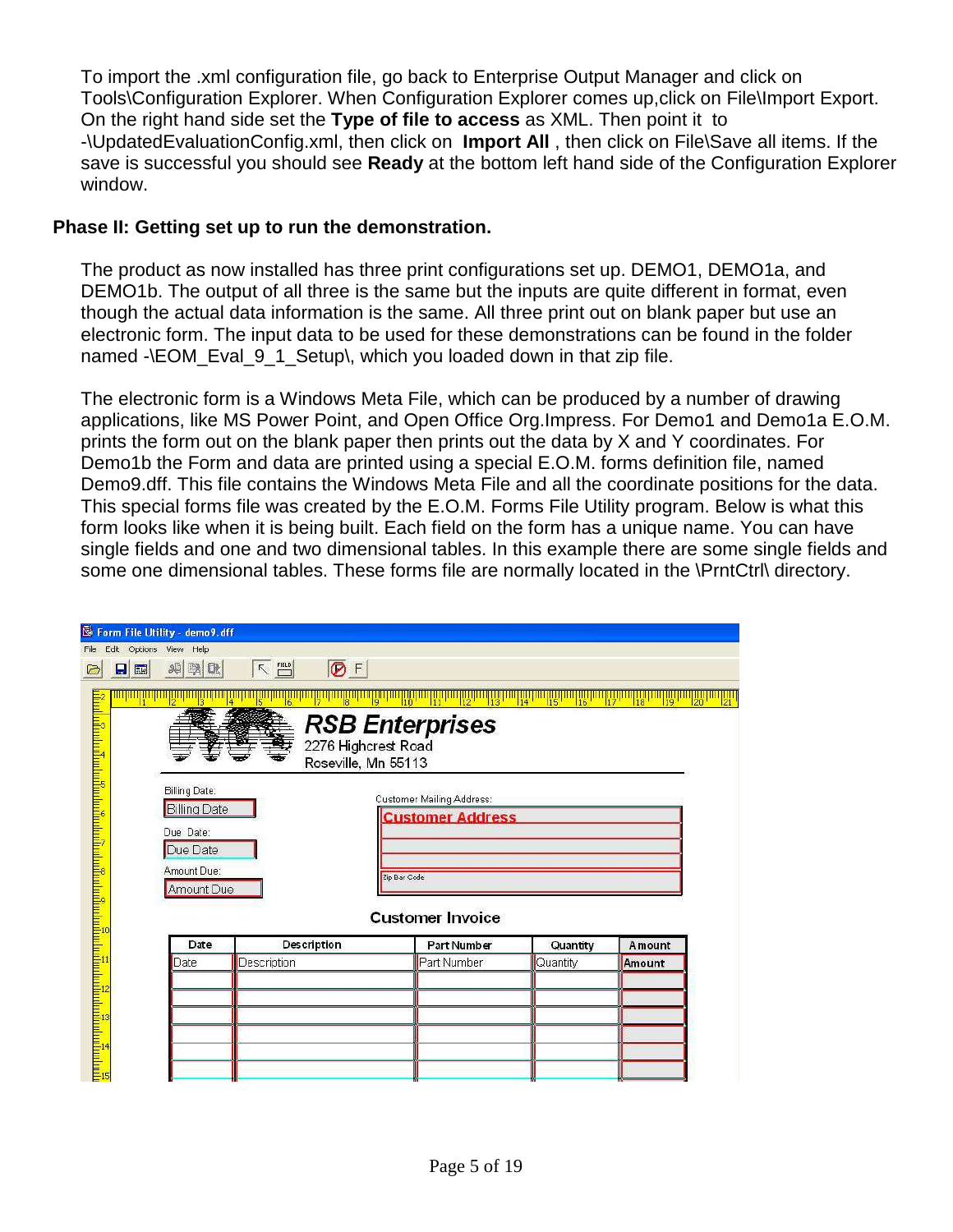To import the .xml configuration file, go back to Enterprise Output Manager and click on Tools\Configuration Explorer. When Configuration Explorer comes up,click on File\Import Export. On the right hand side set the **Type of file to access** as XML. Then point it to -\UpdatedEvaluationConfig.xml, then click on **Import All** , then click on File\Save all items. If the save is successful you should see **Ready** at the bottom left hand side of the Configuration Explorer window.

**Phase II: Getting set up to run the demonstration.**

The product as now installed has three print configurations set up. DEMO1, DEMO1a, and DEMO1b. The output of all three is the same but the inputs are quite different in format, even though the actual data information is the same. All three print out on blank paper but use an electronic form. The input data to be used for these demonstrations can be found in the folder named -\EOM_Eval_9_1_Setup\, which you loaded down in that zip file.

The electronic form is a Windows Meta File, which can be produced by a number of drawing applications, like MS Power Point, and Open Office Org.Impress. For Demo1 and Demo1a E.O.M. prints the form out on the blank paper then prints out the data by X and Y coordinates. For Demo1b the Form and data are printed using a special E.O.M. forms definition file, named Demo9.dff. This file contains the Windows Meta File and all the coordinate positions for the data. This special forms file was created by the E.O.M. Forms File Utility program. Below is what this form looks like when it is being built. Each field on the form has a unique name. You can have single fields and one and two dimensional tables. In this example there are some single fields and some one dimensional tables. These forms file are normally located in the \PrntCtrl\ directory.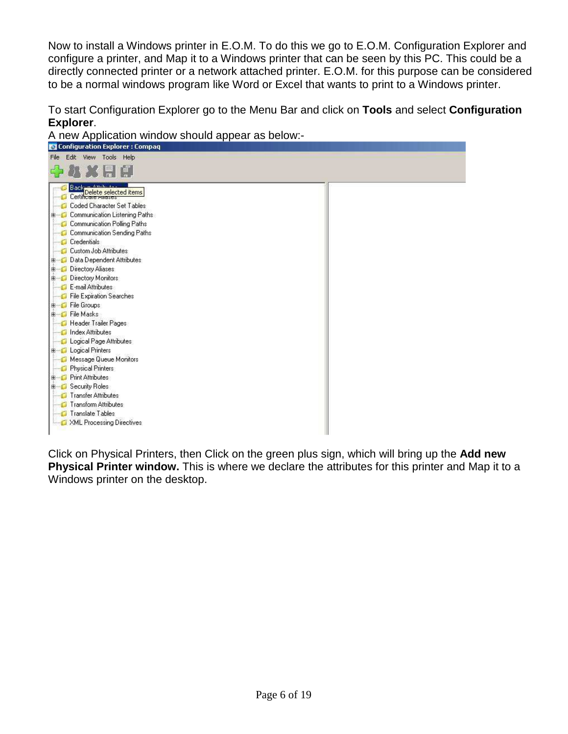Now to install a Windows printer in E.O.M. To do this we go to E.O.M. Configuration Explorer and configure a printer, and Map it to a Windows printer that can be seen by this PC. This could be a directly connected printer or a network attached printer. E.O.M. for this purpose can be considered to be a normal windows program like Word or Excel that wants to print to a Windows printer.

To start Configuration Explorer go to the Menu Bar and click on **Tools** and select **Configuration Explorer**.

A new Application window should appear as below:-

Click on Physical Printers, then Click on the green plus sign, which will bring up the **Add new Physical Printer window.** This is where we declare the attributes for this printer and Map it to a Windows printer on the desktop.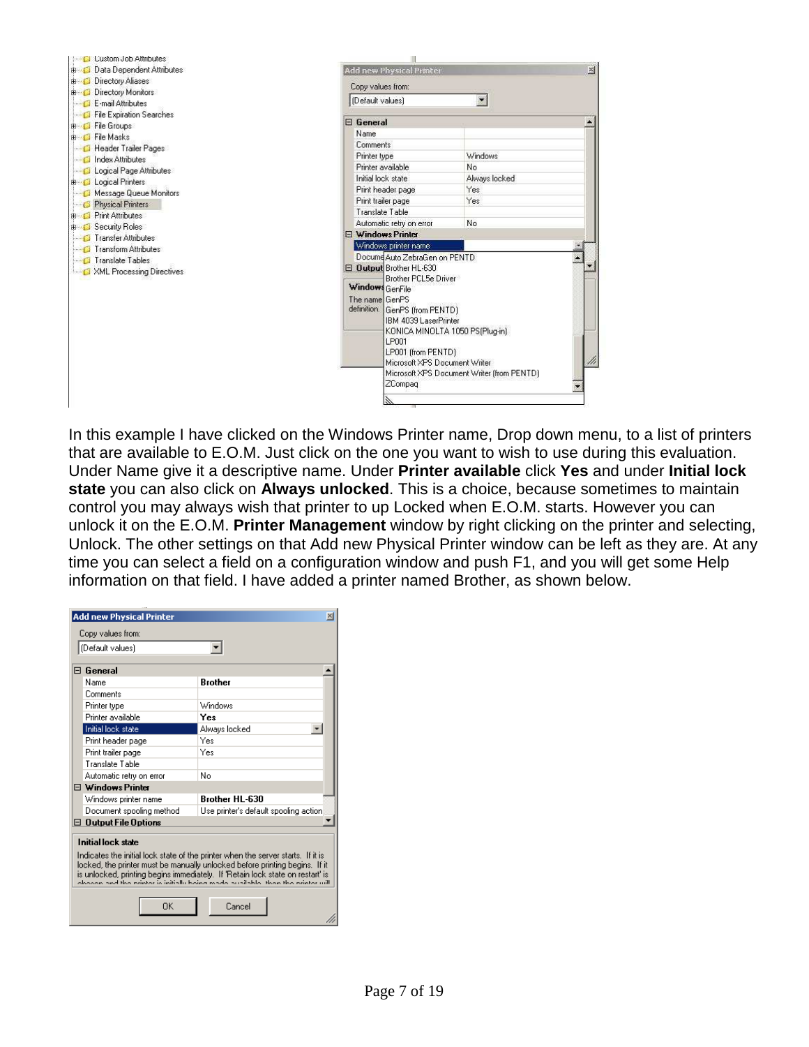In this example I have clicked on the Windows Printer name, Drop down menu, to a list of printers that are available to E.O.M. Just click on the one you want to wish to use during this evaluation. Under Name give it a descriptive name. Under **Printer available** click **Yes** and under **Initial lock state** you can also click on **Always unlocked**. This is a choice, because sometimes to maintain control you may always wish that printer to up Locked when E.O.M. starts. However you can unlock it on the E.O.M. **Printer Management** window by right clicking on the printer and selecting, Unlock. The other settings on that Add new Physical Printer window can be left as they are. At any time you can select a field on a configuration window and push F1, and you will get some Help information on that field. I have added a printer named Brother, as shown below.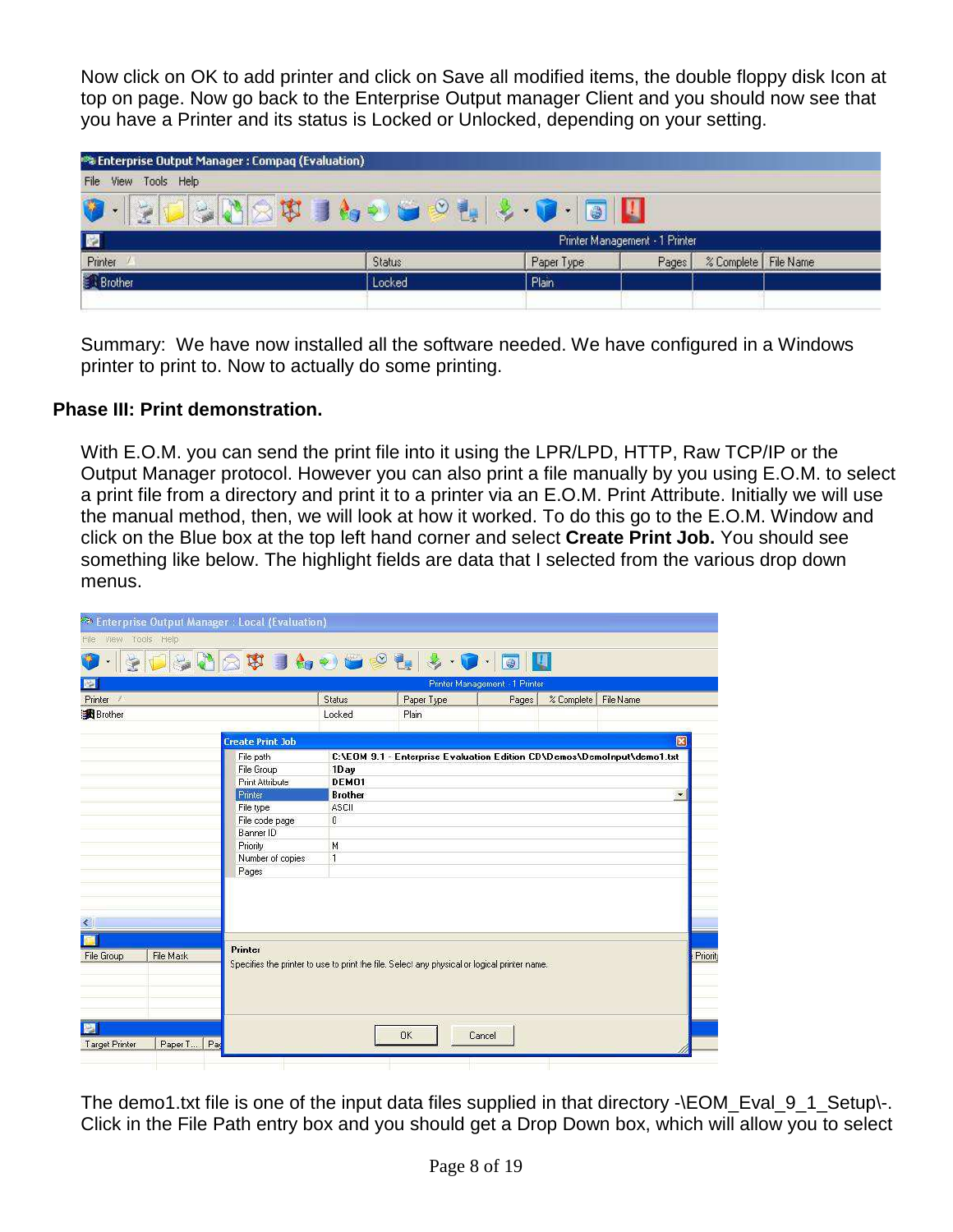Now click on OK to add printer and click on Save all modified items, the double floppy disk Icon at top on page. Now go back to the Enterprise Output manager Client and you should now see that you have a Printer and its status is Locked or Unlocked, depending on your setting.

Summary: We have now installed all the software needed. We have configured in a Windows printer to print to. Now to actually do some printing.

**Phase III: Print demonstration.**

With E.O.M. you can send the print file into it using the LPR/LPD, HTTP, Raw TCP/IP or the Output Manager protocol. However you can also print a file manually by you using E.O.M. to select a print file from a directory and print it to a printer via an E.O.M. Print Attribute. Initially we will use the manual method, then, we will look at how it worked. To do this go to the E.O.M. Window and click on the Blue box at the top left hand corner and select **Create Print Job.** You should see something like below. The highlight fields are data that I selected from the various drop down menus.

The demo1.txt file is one of the input data files supplied in that directory -\EOM_Eval_9_1_Setup\-. Click in the File Path entry box and you should get a Drop Down box, which will allow you to select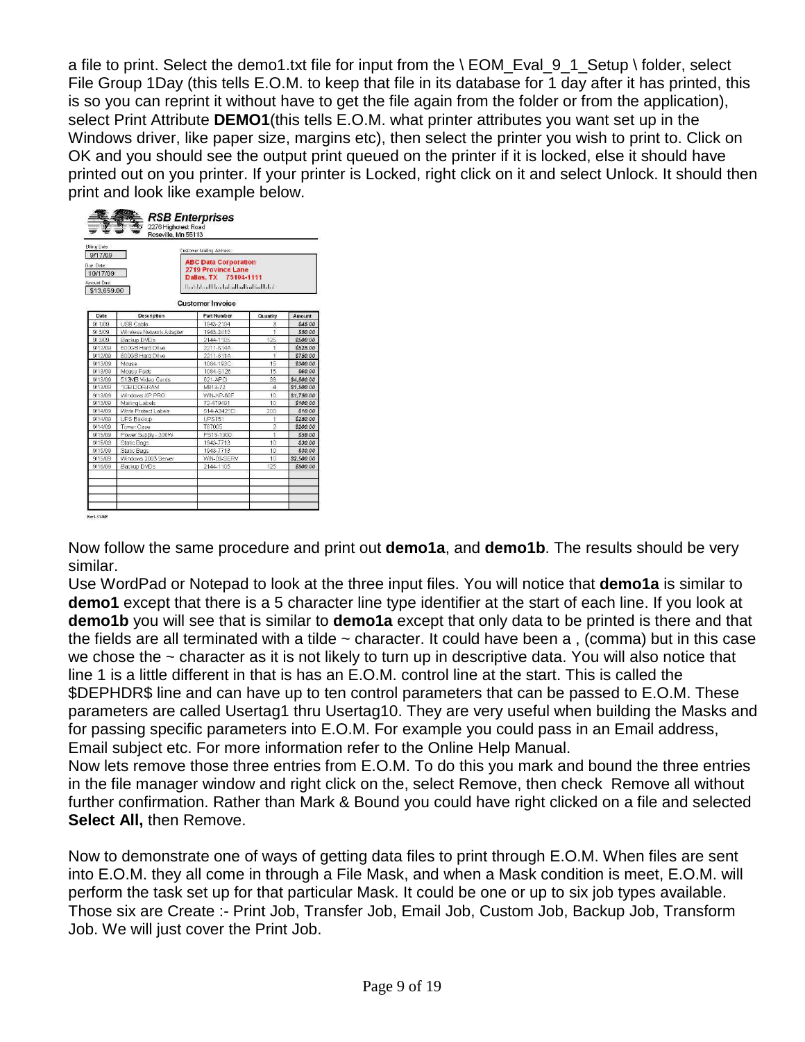a file to print. Select the demo1.txt file for input from the \ EOM_Eval_9_1_Setup \ folder, select File Group 1Day (this tells E.O.M. to keep that file in its database for 1 day after it has printed, this is so you can reprint it without have to get the file again from the folder or from the application), select Print Attribute **DEMO1**(this tells E.O.M. what printer attributes you want set up in the Windows driver, like paper size, margins etc), then select the printer you wish to print to. Click on OK and you should see the output print queued on the printer if it is locked, else it should have printed out on you printer. If your printer is Locked, right click on it and select Unlock. It should then print and look like example below.

**RSB Enterprises**
2278 Highcrest Road
Roseville, Mn 55113

Billing Date: 9/17/09
Due Date: 10/17/09
Amount Due: $13,659.00

Customer Mailing Address:
ABC Data Corporation
2719 Province Lane
Dallas, TX 75104-1111

**Customer Invoice**

| Date | Description | Part Number | Quantity | Amount |
|---|---|---|---|---|
| 9/1/09 | USB Cable | 1043-2194 | 3 | $45.00 |
| 9/3/09 | Wireless Network Adapter | 1043-2415 | 1 | $50.00 |
| 9/3/09 | Backup DVDs | 2144-1105 | 125 | $500.00 |
| 9/12/09 | 600GB Hard Drive | 2211-614A | 1 | $525.00 |
| 9/12/09 | 800GB Hard Drive | 2211-611A | 1 | $750.00 |
| 9/13/09 | Mouse | 1084-193C | 15 | $300.00 |
| 9/13/09 | Mouse Pads | 1084-S126 | 15 | $60.00 |
| 9/13/09 | 512MB Video Cards | 621-AFCI | 30 | $4,500.00 |
| 9/13/09 | 1GB DDR-RAM | M813-72 | 4 | $1,500.00 |
| 9/13/09 | Windows XP PRO | WIN-XP-80F | 10 | $1,750.00 |
| 9/13/09 | Mailing Labels | 72-479491 | 10 | $100.00 |
| 9/14/09 | Write Protect Labels | 514-A3421D | 200 | $10.00 |
| 9/14/09 | UPS Backup | UPS151 | 1 | $250.00 |
| 9/14/09 | Tower Case | T87065 | 2 | $200.00 |
| 9/15/09 | Power Supply - 300W | PS15-1300 | 1 | $59.00 |
| 9/15/09 | Static Bags | 1043-7713 | 10 | $30.00 |
| 9/15/09 | Static Bags | 1043-7713 | 10 | $30.00 |
| 9/15/09 | Windows 2003 Server | WIN-03-SERV | 10 | $2,500.00 |
| 9/16/09 | Backup DVDs | 2144-1105 | 125 | $500.00 |

Now follow the same procedure and print out **demo1a**, and **demo1b**. The results should be very similar.

Use WordPad or Notepad to look at the three input files. You will notice that **demo1a** is similar to **demo1** except that there is a 5 character line type identifier at the start of each line. If you look at **demo1b** you will see that is similar to **demo1a** except that only data to be printed is there and that the fields are all terminated with a tilde ~ character. It could have been a , (comma) but in this case we chose the ~ character as it is not likely to turn up in descriptive data. You will also notice that line 1 is a little different in that is has an E.O.M. control line at the start. This is called the $DEPHDR$ line and can have up to ten control parameters that can be passed to E.O.M. These parameters are called Usertag1 thru Usertag10. They are very useful when building the Masks and for passing specific parameters into E.O.M. For example you could pass in an Email address, Email subject etc. For more information refer to the Online Help Manual.

Now lets remove those three entries from E.O.M. To do this you mark and bound the three entries in the file manager window and right click on the, select Remove, then check Remove all without further confirmation. Rather than Mark & Bound you could have right clicked on a file and selected **Select All,** then Remove.

Now to demonstrate one of ways of getting data files to print through E.O.M. When files are sent into E.O.M. they all come in through a File Mask, and when a Mask condition is meet, E.O.M. will perform the task set up for that particular Mask. It could be one or up to six job types available. Those six are Create :- Print Job, Transfer Job, Email Job, Custom Job, Backup Job, Transform Job. We will just cover the Print Job.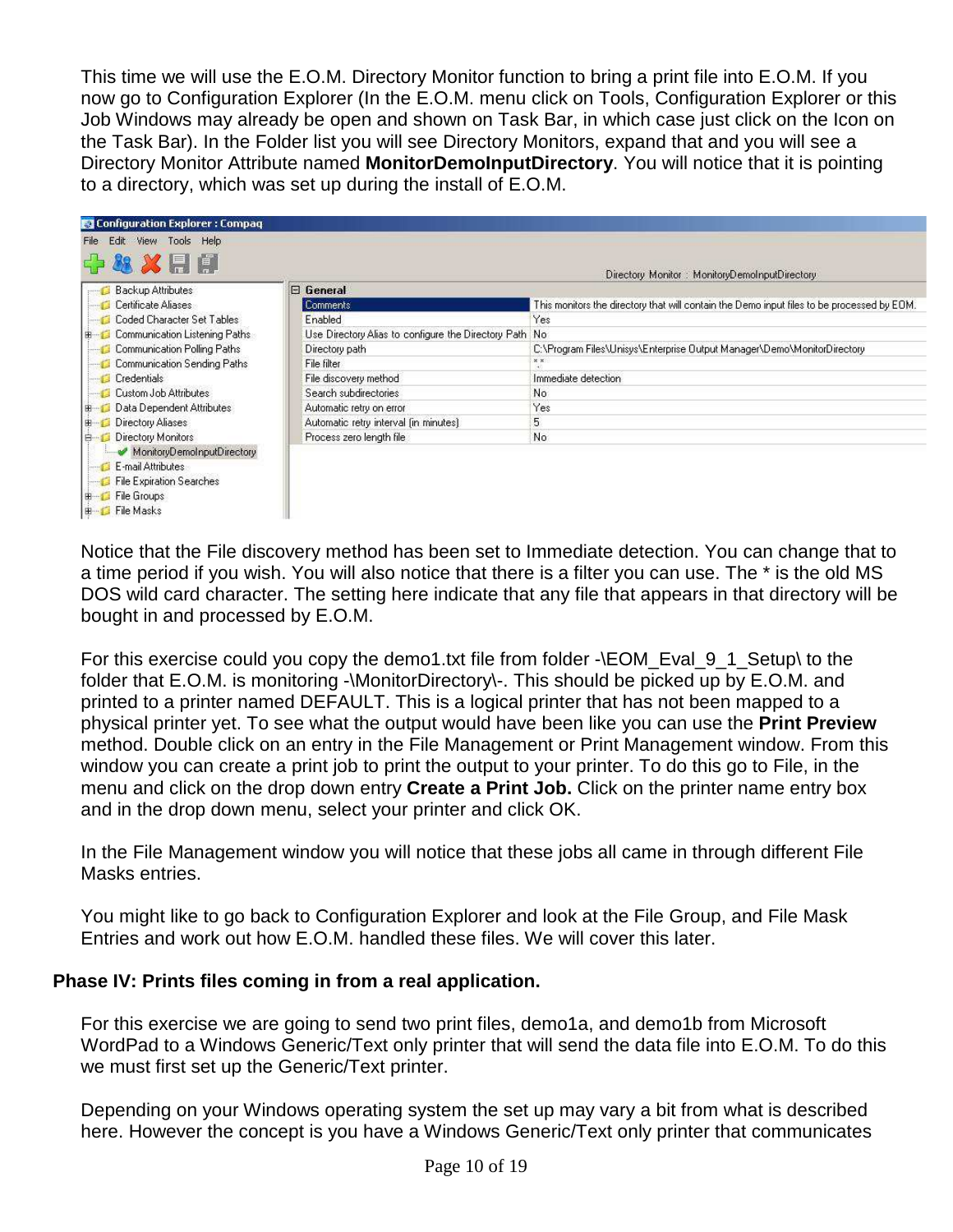This time we will use the E.O.M. Directory Monitor function to bring a print file into E.O.M. If you now go to Configuration Explorer (In the E.O.M. menu click on Tools, Configuration Explorer or this Job Windows may already be open and shown on Task Bar, in which case just click on the Icon on the Task Bar). In the Folder list you will see Directory Monitors, expand that and you will see a Directory Monitor Attribute named **MonitorDemoInputDirectory**. You will notice that it is pointing to a directory, which was set up during the install of E.O.M.

Notice that the File discovery method has been set to Immediate detection. You can change that to a time period if you wish. You will also notice that there is a filter you can use. The * is the old MS DOS wild card character. The setting here indicate that any file that appears in that directory will be bought in and processed by E.O.M.

For this exercise could you copy the demo1.txt file from folder -\EOM_Eval_9_1_Setup\ to the folder that E.O.M. is monitoring -\MonitorDirectory\-. This should be picked up by E.O.M. and printed to a printer named DEFAULT. This is a logical printer that has not been mapped to a physical printer yet. To see what the output would have been like you can use the **Print Preview** method. Double click on an entry in the File Management or Print Management window. From this window you can create a print job to print the output to your printer. To do this go to File, in the menu and click on the drop down entry **Create a Print Job.** Click on the printer name entry box and in the drop down menu, select your printer and click OK.

In the File Management window you will notice that these jobs all came in through different File Masks entries.

You might like to go back to Configuration Explorer and look at the File Group, and File Mask Entries and work out how E.O.M. handled these files. We will cover this later.

**Phase IV: Prints files coming in from a real application.**

For this exercise we are going to send two print files, demo1a, and demo1b from Microsoft WordPad to a Windows Generic/Text only printer that will send the data file into E.O.M. To do this we must first set up the Generic/Text printer.

Depending on your Windows operating system the set up may vary a bit from what is described here. However the concept is you have a Windows Generic/Text only printer that communicates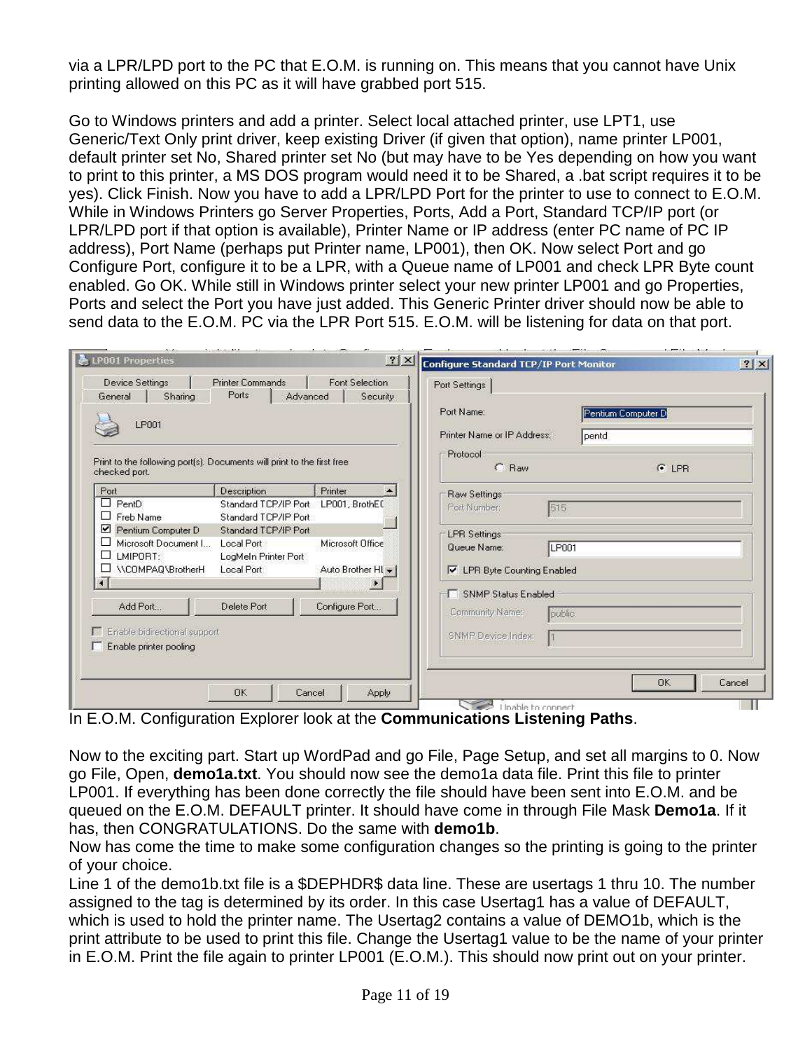via a LPR/LPD port to the PC that E.O.M. is running on. This means that you cannot have Unix printing allowed on this PC as it will have grabbed port 515.

Go to Windows printers and add a printer. Select local attached printer, use LPT1, use Generic/Text Only print driver, keep existing Driver (if given that option), name printer LP001, default printer set No, Shared printer set No (but may have to be Yes depending on how you want to print to this printer, a MS DOS program would need it to be Shared, a .bat script requires it to be yes). Click Finish. Now you have to add a LPR/LPD Port for the printer to use to connect to E.O.M. While in Windows Printers go Server Properties, Ports, Add a Port, Standard TCP/IP port (or LPR/LPD port if that option is available), Printer Name or IP address (enter PC name of PC IP address), Port Name (perhaps put Printer name, LP001), then OK. Now select Port and go Configure Port, configure it to be a LPR, with a Queue name of LP001 and check LPR Byte count enabled. Go OK. While still in Windows printer select your new printer LP001 and go Properties, Ports and select the Port you have just added. This Generic Printer driver should now be able to send data to the E.O.M. PC via the LPR Port 515. E.O.M. will be listening for data on that port.

In E.O.M. Configuration Explorer look at the **Communications Listening Paths**.

Now to the exciting part. Start up WordPad and go File, Page Setup, and set all margins to 0. Now go File, Open, **demo1a.txt**. You should now see the demo1a data file. Print this file to printer LP001. If everything has been done correctly the file should have been sent into E.O.M. and be queued on the E.O.M. DEFAULT printer. It should have come in through File Mask **Demo1a**. If it has, then CONGRATULATIONS. Do the same with **demo1b**.
Now has come the time to make some configuration changes so the printing is going to the printer of your choice.
Line 1 of the demo1b.txt file is a $DEPHDR$ data line. These are usertags 1 thru 10. The number assigned to the tag is determined by its order. In this case Usertag1 has a value of DEFAULT, which is used to hold the printer name. The Usertag2 contains a value of DEMO1b, which is the print attribute to be used to print this file. Change the Usertag1 value to be the name of your printer in E.O.M. Print the file again to printer LP001 (E.O.M.). This should now print out on your printer.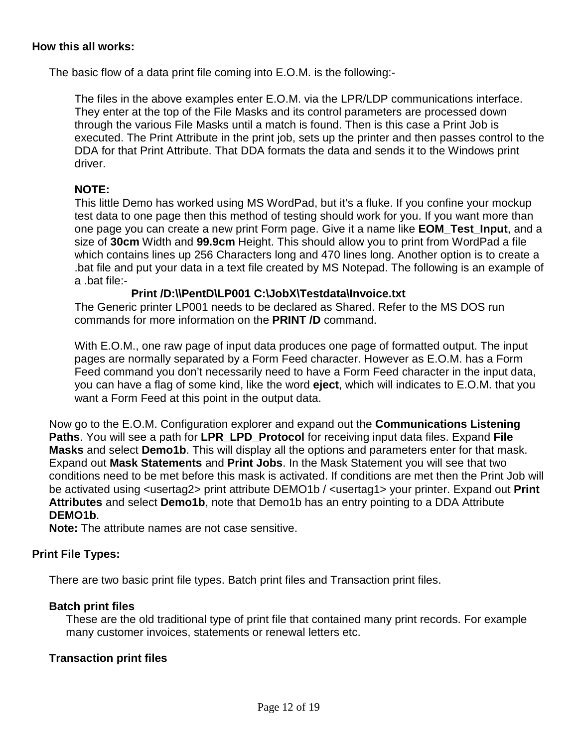**How this all works:**

The basic flow of a data print file coming into E.O.M. is the following:-

The files in the above examples enter E.O.M. via the LPR/LDP communications interface. They enter at the top of the File Masks and its control parameters are processed down through the various File Masks until a match is found. Then is this case a Print Job is executed. The Print Attribute in the print job, sets up the printer and then passes control to the DDA for that Print Attribute. That DDA formats the data and sends it to the Windows print driver.

**NOTE:**
This little Demo has worked using MS WordPad, but it's a fluke. If you confine your mockup test data to one page then this method of testing should work for you. If you want more than one page you can create a new print Form page. Give it a name like **EOM_Test_Input**, and a size of **30cm** Width and **99.9cm** Height. This should allow you to print from WordPad a file which contains lines up 256 Characters long and 470 lines long. Another option is to create a .bat file and put your data in a text file created by MS Notepad. The following is an example of a .bat file:-

**Print /D:\\PentD\LP001 C:\JobX\Testdata\Invoice.txt**

The Generic printer LP001 needs to be declared as Shared. Refer to the MS DOS run commands for more information on the **PRINT /D** command.

With E.O.M., one raw page of input data produces one page of formatted output. The input pages are normally separated by a Form Feed character. However as E.O.M. has a Form Feed command you don't necessarily need to have a Form Feed character in the input data, you can have a flag of some kind, like the word **eject**, which will indicates to E.O.M. that you want a Form Feed at this point in the output data.

Now go to the E.O.M. Configuration explorer and expand out the **Communications Listening Paths**. You will see a path for **LPR_LPD_Protocol** for receiving input data files. Expand **File Masks** and select **Demo1b**. This will display all the options and parameters enter for that mask. Expand out **Mask Statements** and **Print Jobs**. In the Mask Statement you will see that two conditions need to be met before this mask is activated. If conditions are met then the Print Job will be activated using <usertag2> print attribute DEMO1b / <usertag1> your printer. Expand out **Print Attributes** and select **Demo1b**, note that Demo1b has an entry pointing to a DDA Attribute **DEMO1b**.

**Note:** The attribute names are not case sensitive.

**Print File Types:**

There are two basic print file types. Batch print files and Transaction print files.

**Batch print files**

These are the old traditional type of print file that contained many print records. For example many customer invoices, statements or renewal letters etc.

**Transaction print files**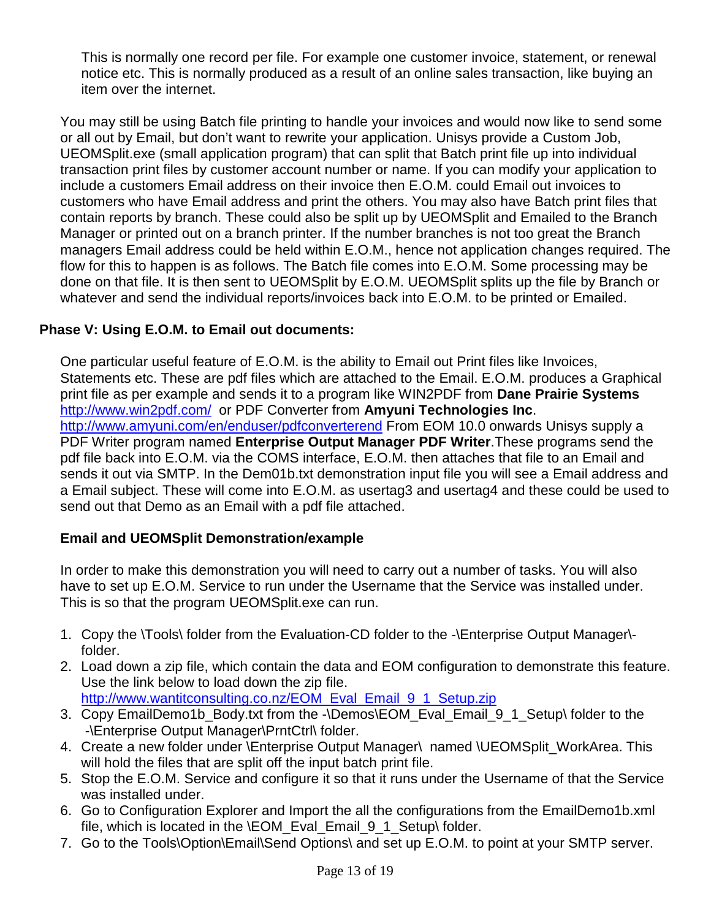This is normally one record per file. For example one customer invoice, statement, or renewal notice etc. This is normally produced as a result of an online sales transaction, like buying an item over the internet.

You may still be using Batch file printing to handle your invoices and would now like to send some or all out by Email, but don't want to rewrite your application. Unisys provide a Custom Job, UEOMSplit.exe (small application program) that can split that Batch print file up into individual transaction print files by customer account number or name. If you can modify your application to include a customers Email address on their invoice then E.O.M. could Email out invoices to customers who have Email address and print the others. You may also have Batch print files that contain reports by branch. These could also be split up by UEOMSplit and Emailed to the Branch Manager or printed out on a branch printer. If the number branches is not too great the Branch managers Email address could be held within E.O.M., hence not application changes required. The flow for this to happen is as follows. The Batch file comes into E.O.M. Some processing may be done on that file. It is then sent to UEOMSplit by E.O.M. UEOMSplit splits up the file by Branch or whatever and send the individual reports/invoices back into E.O.M. to be printed or Emailed.

### Phase V: Using E.O.M. to Email out documents:

One particular useful feature of E.O.M. is the ability to Email out Print files like Invoices, Statements etc. These are pdf files which are attached to the Email. E.O.M. produces a Graphical print file as per example and sends it to a program like WIN2PDF from **Dane Prairie Systems** http://www.win2pdf.com/ or PDF Converter from **Amyuni Technologies Inc**. http://www.amyuni.com/en/enduser/pdfconverterend From EOM 10.0 onwards Unisys supply a PDF Writer program named **Enterprise Output Manager PDF Writer**.These programs send the pdf file back into E.O.M. via the COMS interface, E.O.M. then attaches that file to an Email and sends it out via SMTP. In the Dem01b.txt demonstration input file you will see a Email address and a Email subject. These will come into E.O.M. as usertag3 and usertag4 and these could be used to send out that Demo as an Email with a pdf file attached.

#### Email and UEOMSplit Demonstration/example

In order to make this demonstration you will need to carry out a number of tasks. You will also have to set up E.O.M. Service to run under the Username that the Service was installed under. This is so that the program UEOMSplit.exe can run.

1. Copy the \Tools\ folder from the Evaluation-CD folder to the -\Enterprise Output Manager\- folder.
2. Load down a zip file, which contain the data and EOM configuration to demonstrate this feature. Use the link below to load down the zip file.
   http://www.wantitconsulting.co.nz/EOM_Eval_Email_9_1_Setup.zip
3. Copy EmailDemo1b_Body.txt from the -\Demos\EOM_Eval_Email_9_1_Setup\ folder to the -\Enterprise Output Manager\PrntCtrl\ folder.
4. Create a new folder under \Enterprise Output Manager\ named \UEOMSplit_WorkArea. This will hold the files that are split off the input batch print file.
5. Stop the E.O.M. Service and configure it so that it runs under the Username of that the Service was installed under.
6. Go to Configuration Explorer and Import the all the configurations from the EmailDemo1b.xml file, which is located in the \EOM_Eval_Email_9_1_Setup\ folder.
7. Go to the Tools\Option\Email\Send Options\ and set up E.O.M. to point at your SMTP server.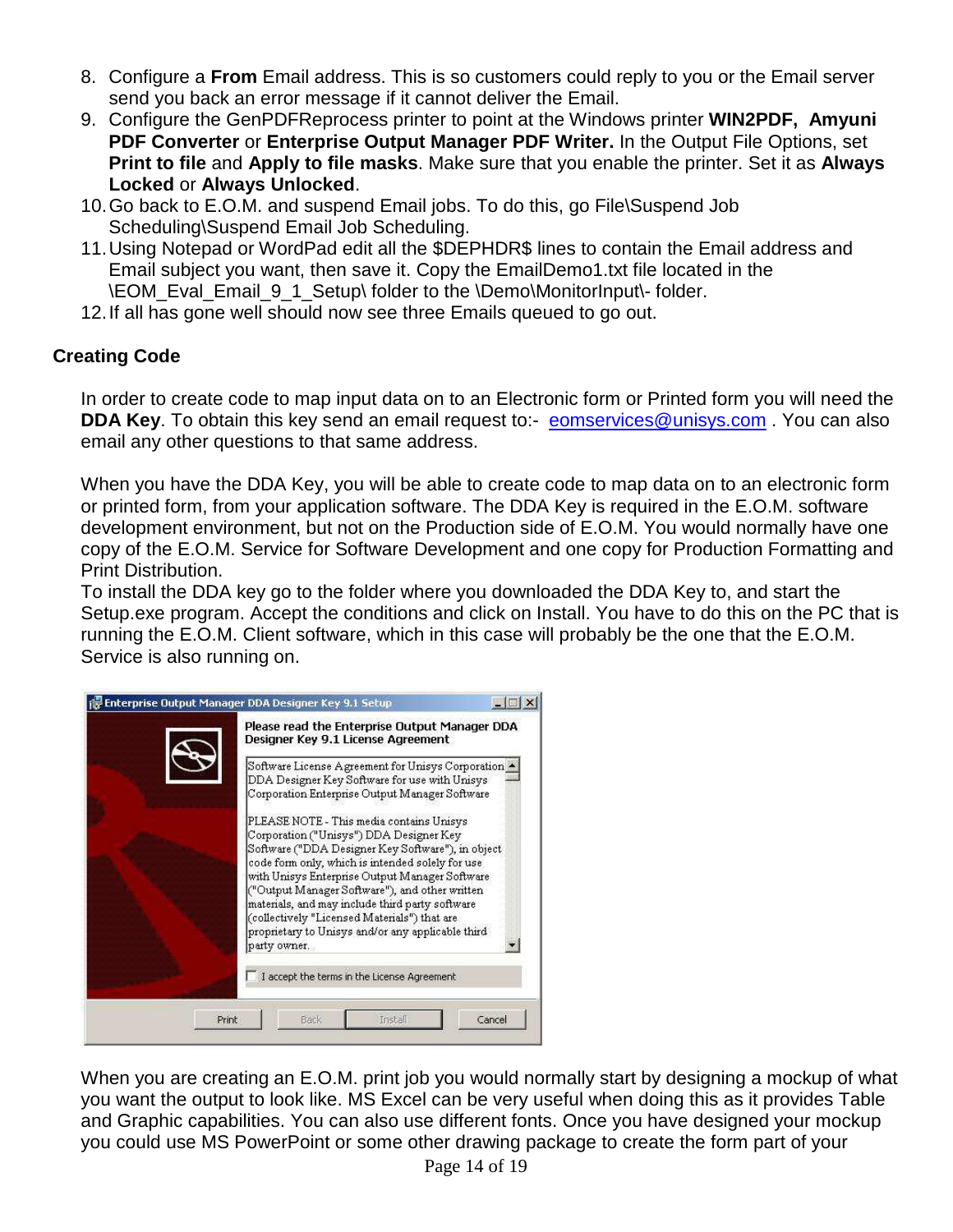8. Configure a **From** Email address. This is so customers could reply to you or the Email server send you back an error message if it cannot deliver the Email.
9. Configure the GenPDFReprocess printer to point at the Windows printer **WIN2PDF, Amyuni PDF Converter** or **Enterprise Output Manager PDF Writer.** In the Output File Options, set **Print to file** and **Apply to file masks**. Make sure that you enable the printer. Set it as **Always Locked** or **Always Unlocked**.
10. Go back to E.O.M. and suspend Email jobs. To do this, go File\Suspend Job Scheduling\Suspend Email Job Scheduling.
11. Using Notepad or WordPad edit all the $DEPHDR$ lines to contain the Email address and Email subject you want, then save it. Copy the EmailDemo1.txt file located in the \EOM_Eval_Email_9_1_Setup\ folder to the \Demo\MonitorInput\- folder.
12. If all has gone well should now see three Emails queued to go out.

## Creating Code

In order to create code to map input data on to an Electronic form or Printed form you will need the **DDA Key**. To obtain this key send an email request to:- eomservices@unisys.com . You can also email any other questions to that same address.

When you have the DDA Key, you will be able to create code to map data on to an electronic form or printed form, from your application software. The DDA Key is required in the E.O.M. software development environment, but not on the Production side of E.O.M. You would normally have one copy of the E.O.M. Service for Software Development and one copy for Production Formatting and Print Distribution.
To install the DDA key go to the folder where you downloaded the DDA Key to, and start the Setup.exe program. Accept the conditions and click on Install. You have to do this on the PC that is running the E.O.M. Client software, which in this case will probably be the one that the E.O.M. Service is also running on.

When you are creating an E.O.M. print job you would normally start by designing a mockup of what you want the output to look like. MS Excel can be very useful when doing this as it provides Table and Graphic capabilities. You can also use different fonts. Once you have designed your mockup you could use MS PowerPoint or some other drawing package to create the form part of your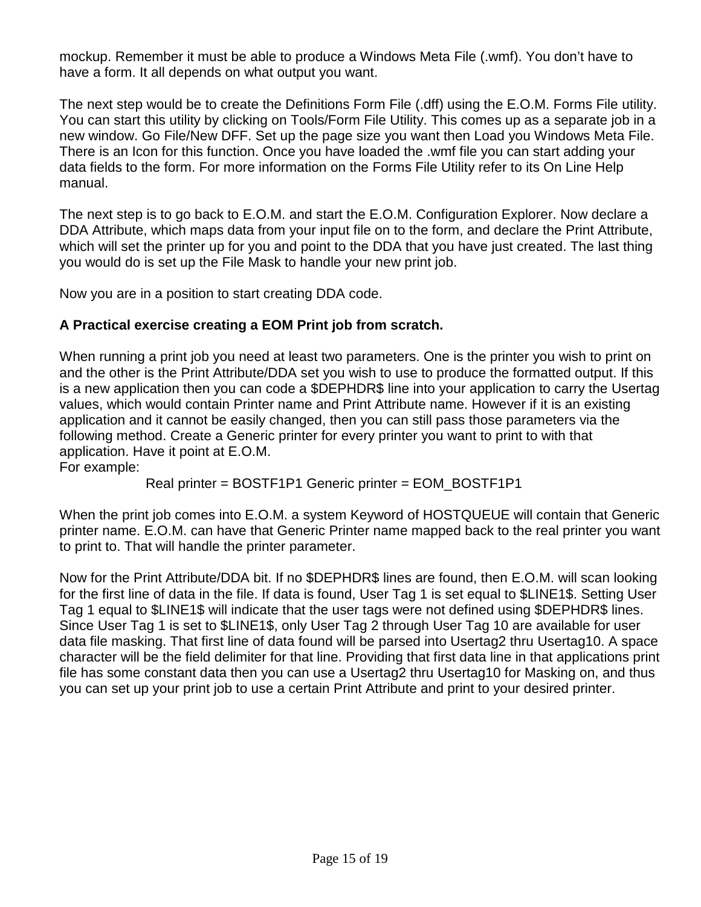mockup. Remember it must be able to produce a Windows Meta File (.wmf). You don't have to have a form. It all depends on what output you want.

The next step would be to create the Definitions Form File (.dff) using the E.O.M. Forms File utility. You can start this utility by clicking on Tools/Form File Utility. This comes up as a separate job in a new window. Go File/New DFF. Set up the page size you want then Load you Windows Meta File. There is an Icon for this function. Once you have loaded the .wmf file you can start adding your data fields to the form. For more information on the Forms File Utility refer to its On Line Help manual.

The next step is to go back to E.O.M. and start the E.O.M. Configuration Explorer. Now declare a DDA Attribute, which maps data from your input file on to the form, and declare the Print Attribute, which will set the printer up for you and point to the DDA that you have just created. The last thing you would do is set up the File Mask to handle your new print job.

Now you are in a position to start creating DDA code.

**A Practical exercise creating a EOM Print job from scratch.**

When running a print job you need at least two parameters. One is the printer you wish to print on and the other is the Print Attribute/DDA set you wish to use to produce the formatted output. If this is a new application then you can code a $DEPHDR$ line into your application to carry the Usertag values, which would contain Printer name and Print Attribute name. However if it is an existing application and it cannot be easily changed, then you can still pass those parameters via the following method. Create a Generic printer for every printer you want to print to with that application. Have it point at E.O.M.
For example:

Real printer = BOSTF1P1 Generic printer = EOM_BOSTF1P1

When the print job comes into E.O.M. a system Keyword of HOSTQUEUE will contain that Generic printer name. E.O.M. can have that Generic Printer name mapped back to the real printer you want to print to. That will handle the printer parameter.

Now for the Print Attribute/DDA bit. If no $DEPHDR$ lines are found, then E.O.M. will scan looking for the first line of data in the file. If data is found, User Tag 1 is set equal to $LINE1$. Setting User Tag 1 equal to $LINE1$ will indicate that the user tags were not defined using $DEPHDR$ lines. Since User Tag 1 is set to $LINE1$, only User Tag 2 through User Tag 10 are available for user data file masking. That first line of data found will be parsed into Usertag2 thru Usertag10. A space character will be the field delimiter for that line. Providing that first data line in that applications print file has some constant data then you can use a Usertag2 thru Usertag10 for Masking on, and thus you can set up your print job to use a certain Print Attribute and print to your desired printer.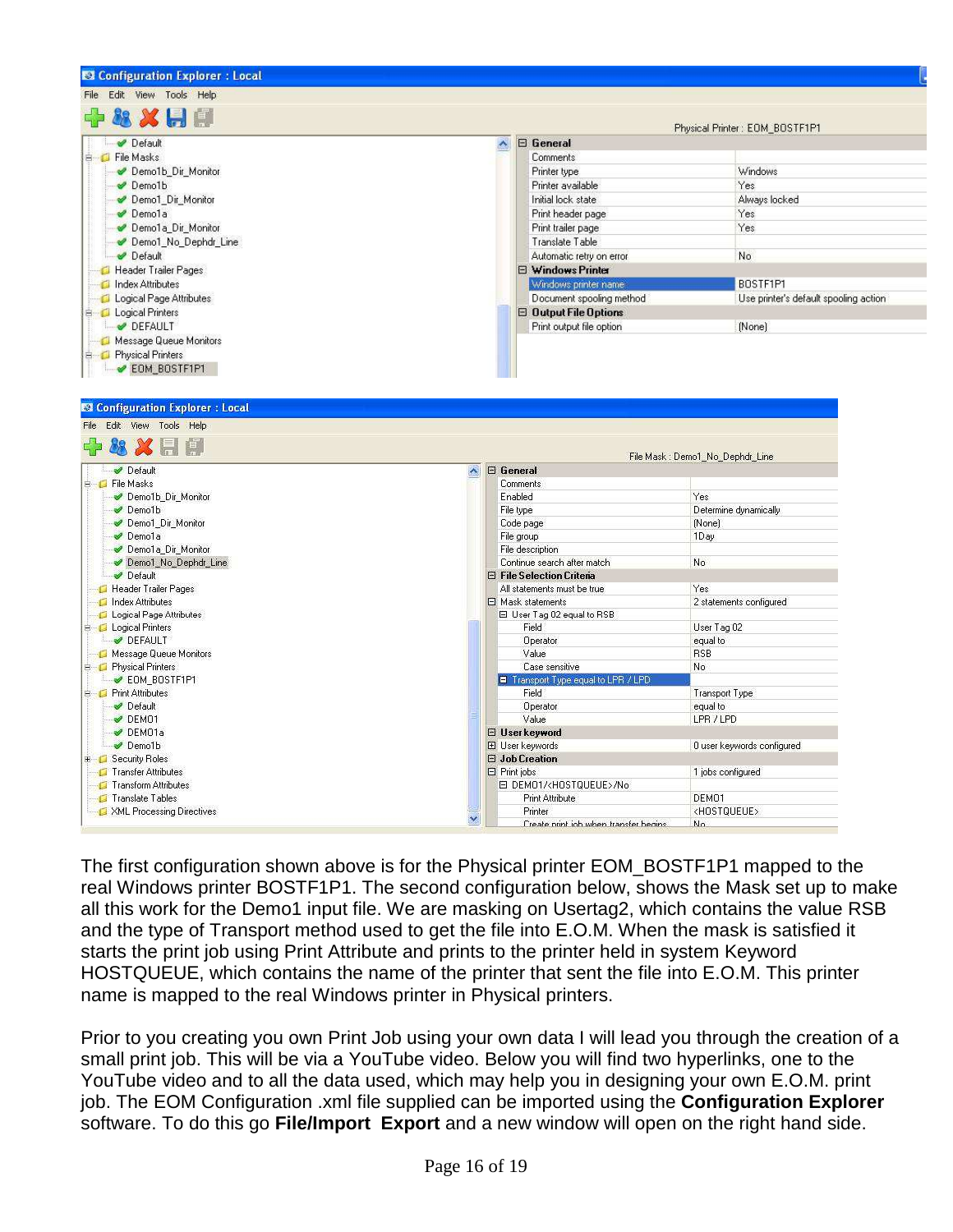The first configuration shown above is for the Physical printer EOM_BOSTF1P1 mapped to the real Windows printer BOSTF1P1. The second configuration below, shows the Mask set up to make all this work for the Demo1 input file. We are masking on Usertag2, which contains the value RSB and the type of Transport method used to get the file into E.O.M. When the mask is satisfied it starts the print job using Print Attribute and prints to the printer held in system Keyword HOSTQUEUE, which contains the name of the printer that sent the file into E.O.M. This printer name is mapped to the real Windows printer in Physical printers.

Prior to you creating you own Print Job using your own data I will lead you through the creation of a small print job. This will be via a YouTube video. Below you will find two hyperlinks, one to the YouTube video and to all the data used, which may help you in designing your own E.O.M. print job. The EOM Configuration .xml file supplied can be imported using the **Configuration Explorer** software. To do this go **File/Import Export** and a new window will open on the right hand side.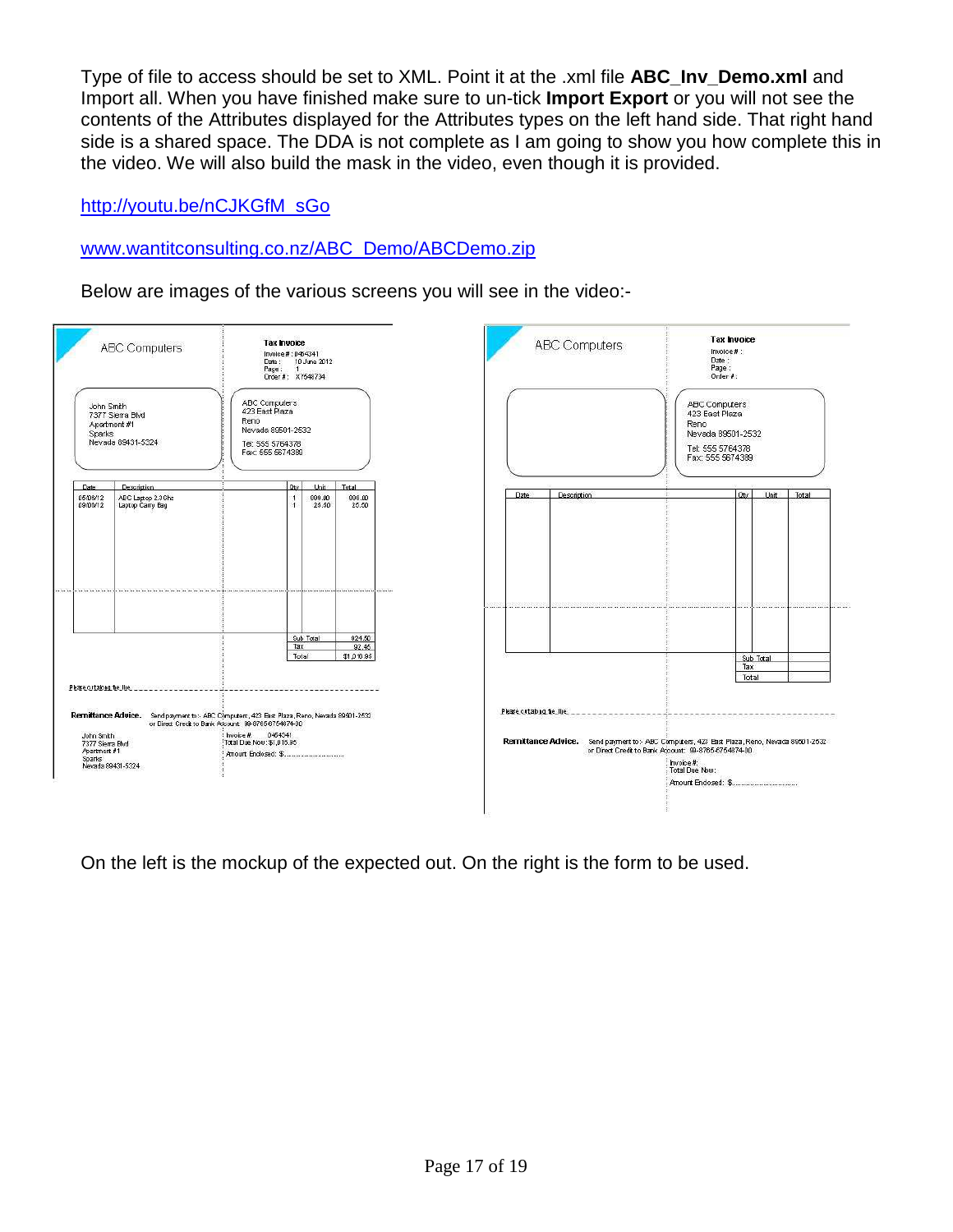Type of file to access should be set to XML. Point it at the .xml file **ABC_Inv_Demo.xml** and Import all. When you have finished make sure to un-tick **Import Export** or you will not see the contents of the Attributes displayed for the Attributes types on the left hand side. That right hand side is a shared space. The DDA is not complete as I am going to show you how complete this in the video. We will also build the mask in the video, even though it is provided.

http://youtu.be/nCJKGfM_sGo

www.wantitconsulting.co.nz/ABC_Demo/ABCDemo.zip

Below are images of the various screens you will see in the video:-

On the left is the mockup of the expected out. On the right is the form to be used.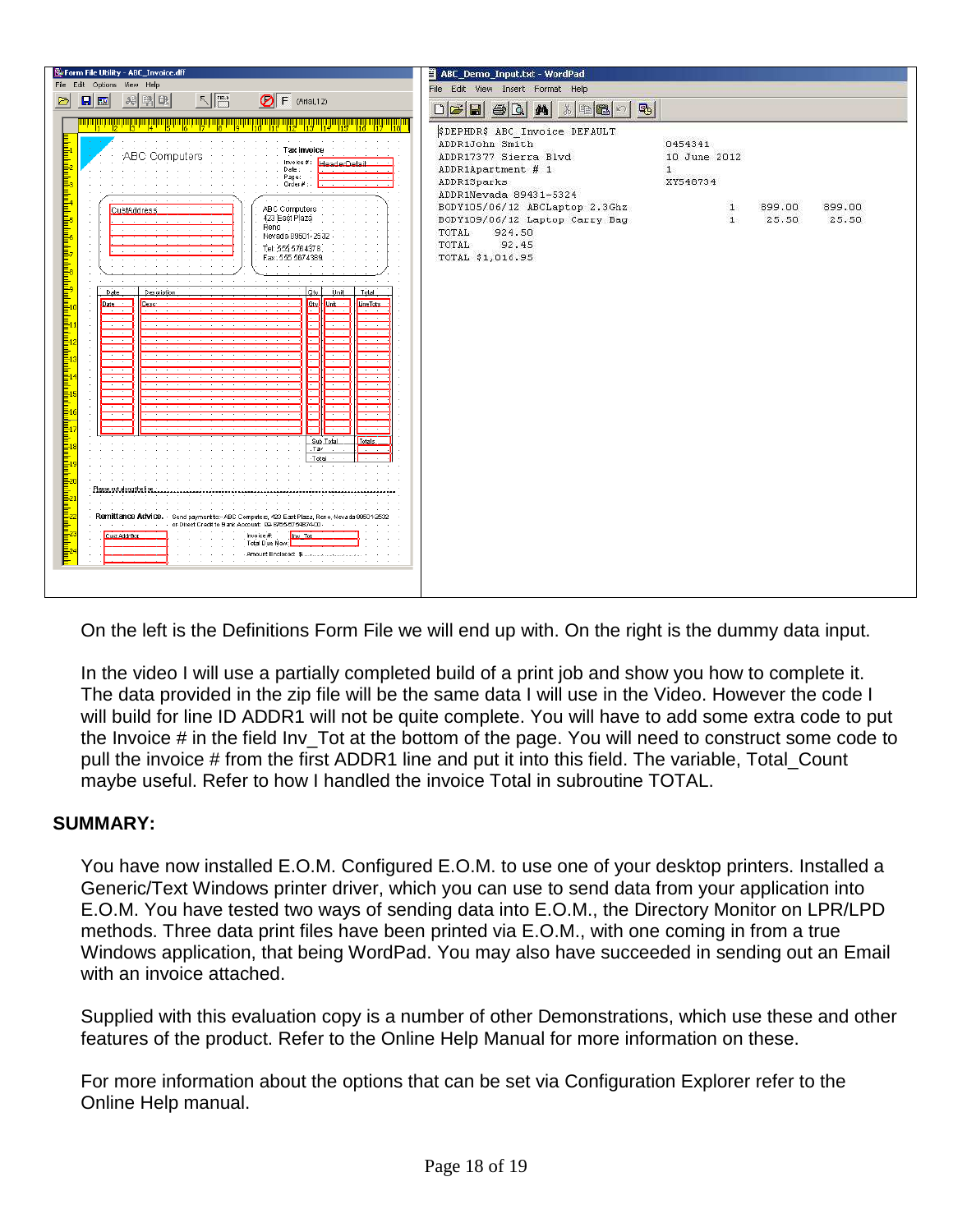On the left is the Definitions Form File we will end up with. On the right is the dummy data input.

In the video I will use a partially completed build of a print job and show you how to complete it. The data provided in the zip file will be the same data I will use in the Video. However the code I will build for line ID ADDR1 will not be quite complete. You will have to add some extra code to put the Invoice # in the field Inv_Tot at the bottom of the page. You will need to construct some code to pull the invoice # from the first ADDR1 line and put it into this field. The variable, Total_Count maybe useful. Refer to how I handled the invoice Total in subroutine TOTAL.

**SUMMARY:**

You have now installed E.O.M. Configured E.O.M. to use one of your desktop printers. Installed a Generic/Text Windows printer driver, which you can use to send data from your application into E.O.M. You have tested two ways of sending data into E.O.M., the Directory Monitor on LPR/LPD methods. Three data print files have been printed via E.O.M., with one coming in from a true Windows application, that being WordPad. You may also have succeeded in sending out an Email with an invoice attached.

Supplied with this evaluation copy is a number of other Demonstrations, which use these and other features of the product. Refer to the Online Help Manual for more information on these.

For more information about the options that can be set via Configuration Explorer refer to the Online Help manual.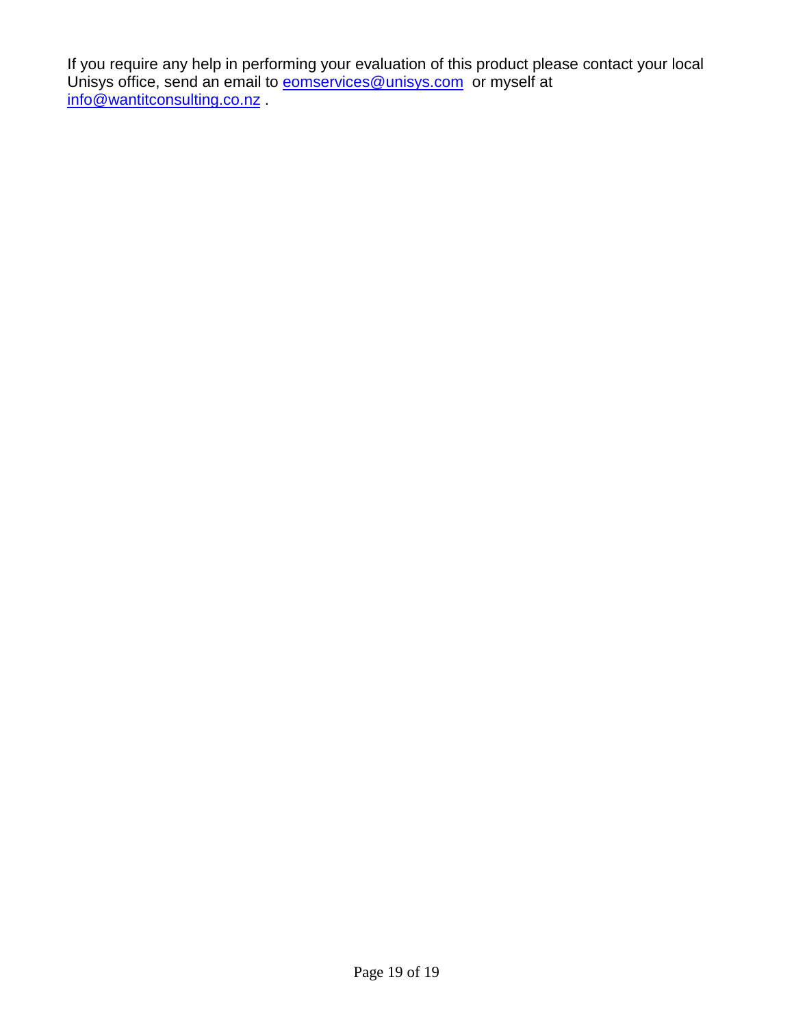If you require any help in performing your evaluation of this product please contact your local Unisys office, send an email to [eomservices@unisys.com](mailto:eomservices@unisys.com) or myself at [info@wantitconsulting.co.nz](mailto:info@wantitconsulting.co.nz) .